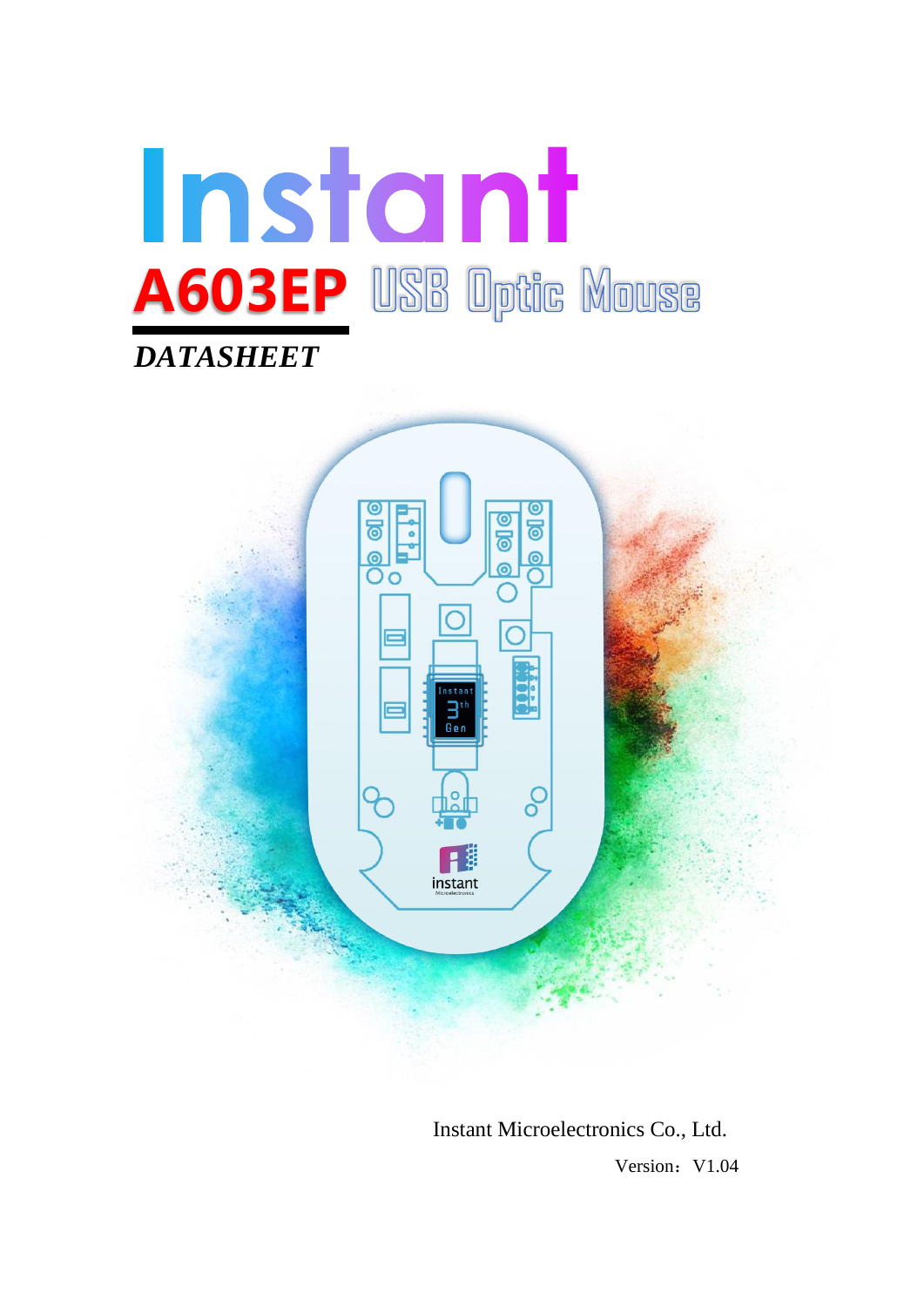# Instant

## A603EP USB Optic Mouse

***DATASHEET***

Instant Microelectronics Co., Ltd.

Version：V1.04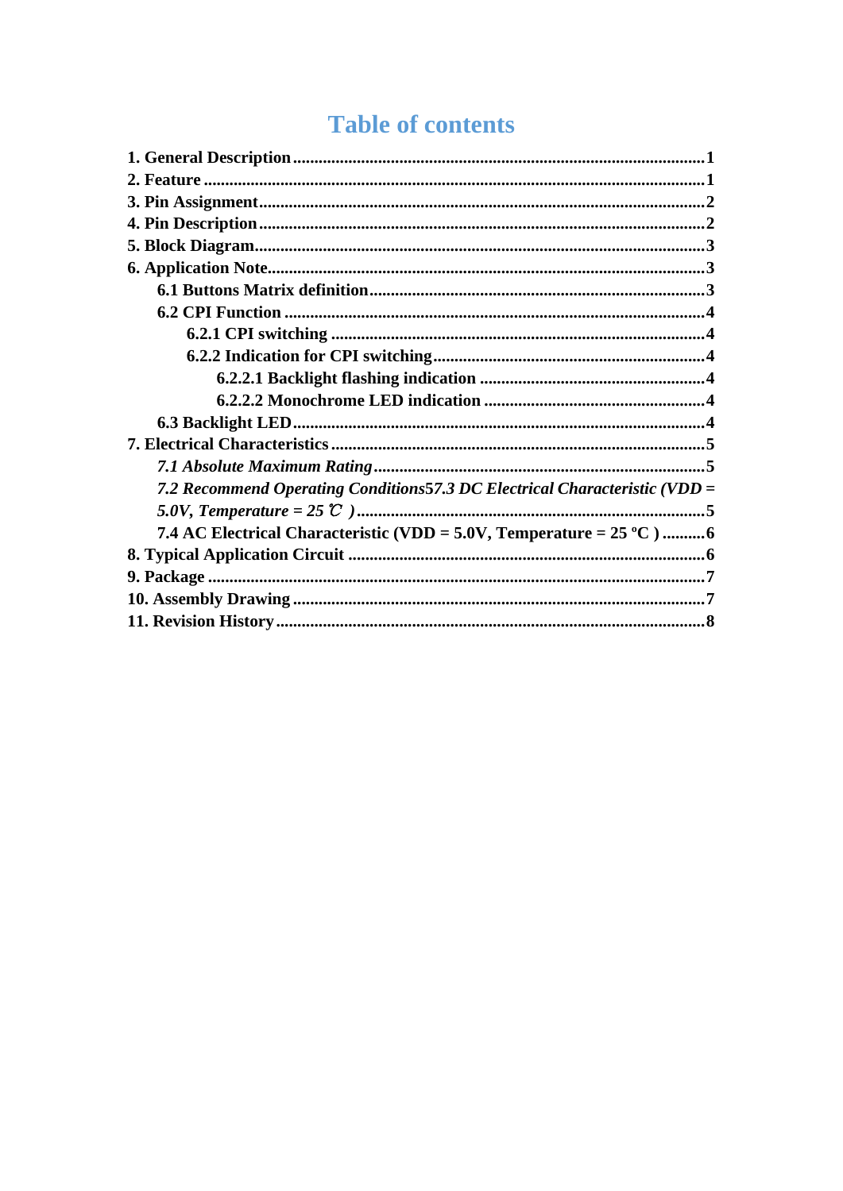# Table of contents

**1. General Description ................................................................................................1**
**2. Feature ......................................................................................................................1**
**3. Pin Assignment.........................................................................................................2**
**4. Pin Description.........................................................................................................2**
**5. Block Diagram..........................................................................................................3**
**6. Application Note.......................................................................................................3**
- **6.1 Buttons Matrix definition...................................................................................3**
- **6.2 CPI Function .....................................................................................................4**
  - **6.2.1 CPI switching ...........................................................................................4**
  - **6.2.2 Indication for CPI switching....................................................................4**
    - **6.2.2.1 Backlight flashing indication ..........................................................4**
    - **6.2.2.2 Monochrome LED indication .........................................................4**
- **6.3 Backlight LED...................................................................................................4**

**7. Electrical Characteristics.........................................................................................5**
- ***7.1 Absolute Maximum Rating*................................................................................5**
- ***7.2 Recommend Operating Conditions*5*7.3 DC Electrical Characteristic (VDD = 5.0V, Temperature = 25 ℃ )*..............................................................................5**
- **7.4 AC Electrical Characteristic (VDD = 5.0V, Temperature = 25 ºC ) ..........6**

**8. Typical Application Circuit ....................................................................................6**
**9. Package .....................................................................................................................7**
**10. Assembly Drawing .................................................................................................7**
**11. Revision History .....................................................................................................8**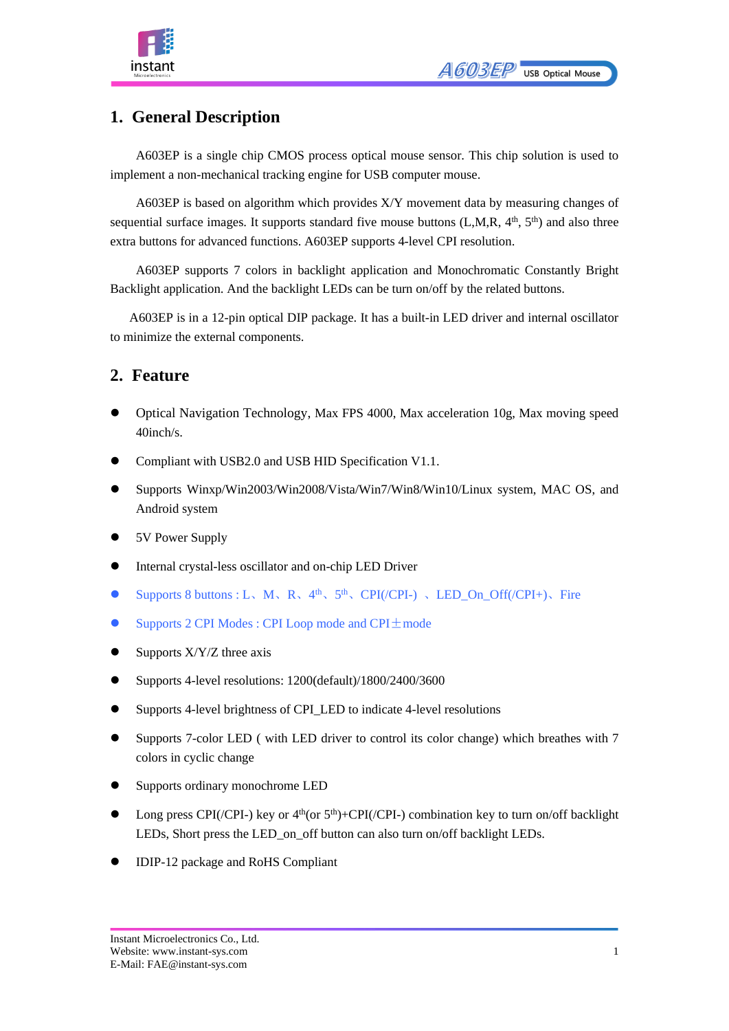## 1. General Description

A603EP is a single chip CMOS process optical mouse sensor. This chip solution is used to implement a non-mechanical tracking engine for USB computer mouse.

A603EP is based on algorithm which provides X/Y movement data by measuring changes of sequential surface images. It supports standard five mouse buttons (L,M,R, $4^{th}$, $5^{th}$) and also three extra buttons for advanced functions. A603EP supports 4-level CPI resolution.

A603EP supports 7 colors in backlight application and Monochromatic Constantly Bright Backlight application. And the backlight LEDs can be turn on/off by the related buttons.

A603EP is in a 12-pin optical DIP package. It has a built-in LED driver and internal oscillator to minimize the external components.

## 2. Feature

- Optical Navigation Technology, Max FPS 4000, Max acceleration 10g, Max moving speed 40inch/s.
- Compliant with USB2.0 and USB HID Specification V1.1.
- Supports Winxp/Win2003/Win2008/Vista/Win7/Win8/Win10/Linux system, MAC OS, and Android system
- 5V Power Supply
- Internal crystal-less oscillator and on-chip LED Driver
- Supports 8 buttons : L、M、R、$4^{th}$、$5^{th}$、CPI(/CPI-) 、LED_On_Off(/CPI+)、Fire
- Supports 2 CPI Modes : CPI Loop mode and CPI±mode
- Supports X/Y/Z three axis
- Supports 4-level resolutions: 1200(default)/1800/2400/3600
- Supports 4-level brightness of CPI_LED to indicate 4-level resolutions
- Supports 7-color LED ( with LED driver to control its color change) which breathes with 7 colors in cyclic change
- Supports ordinary monochrome LED
- Long press CPI(/CPI-) key or $4^{th}$(or $5^{th}$)+CPI(/CPI-) combination key to turn on/off backlight LEDs, Short press the LED_on_off button can also turn on/off backlight LEDs.
- IDIP-12 package and RoHS Compliant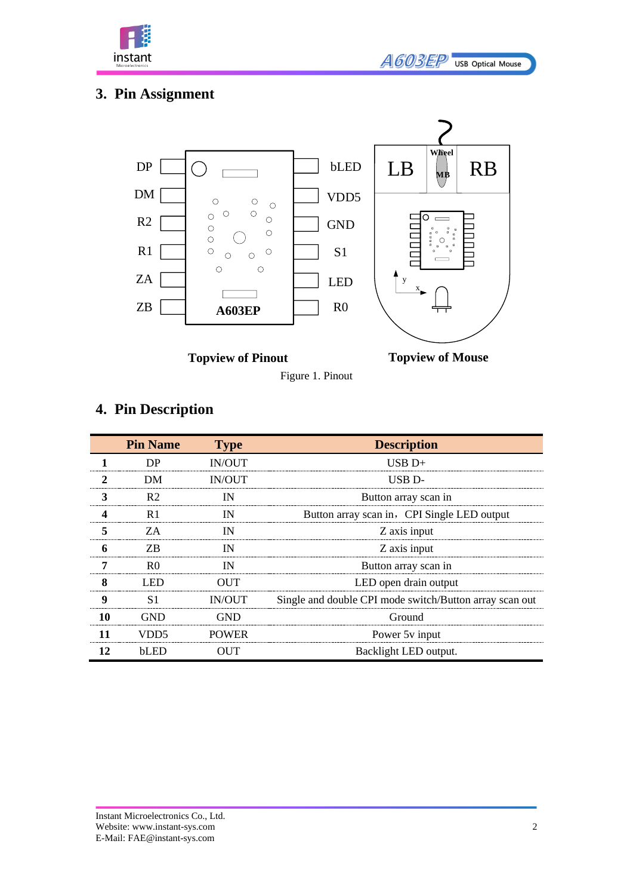## 3. Pin Assignment

**Topview of Pinout** **Topview of Mouse**

Figure 1. Pinout

## 4. Pin Description

| | Pin Name | Type | Description |
|---|---|---|---|
| **1** | DP | IN/OUT | USB D+ |
| **2** | DM | IN/OUT | USB D- |
| **3** | R2 | IN | Button array scan in |
| **4** | R1 | IN | Button array scan in， CPI Single LED output |
| **5** | ZA | IN | Z axis input |
| **6** | ZB | IN | Z axis input |
| **7** | R0 | IN | Button array scan in |
| **8** | LED | OUT | LED open drain output |
| **9** | S1 | IN/OUT | Single and double CPI mode switch/Button array scan out |
| **10** | GND | GND | Ground |
| **11** | VDD5 | POWER | Power 5v input |
| **12** | bLED | OUT | Backlight LED output. |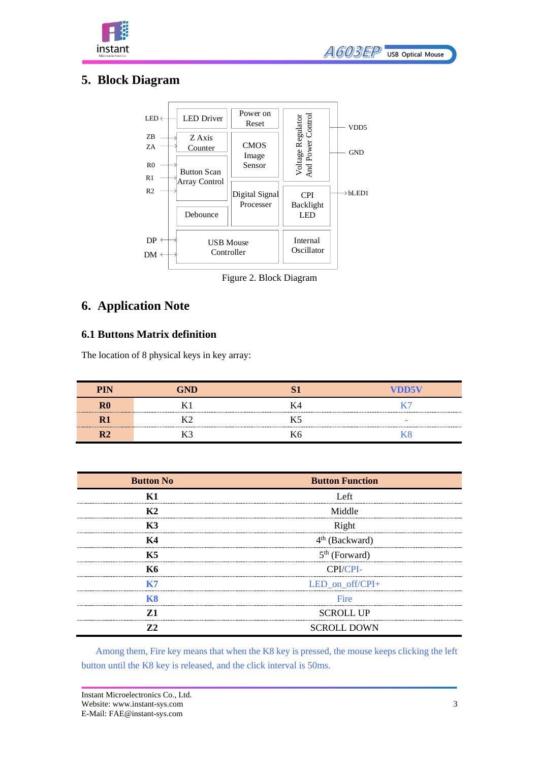## 5. Block Diagram

Figure 2. Block Diagram

## 6. Application Note

### 6.1 Buttons Matrix definition

The location of 8 physical keys in key array:

| PIN | GND | S1 | VDD5V |
|---|---|---|---|
| R0 | K1 | K4 | K7 |
| R1 | K2 | K5 | - |
| R2 | K3 | K6 | K8 |

| Button No | Button Function |
|---|---|
| K1 | Left |
| K2 | Middle |
| K3 | Right |
| K4 | 4th (Backward) |
| K5 | 5th (Forward) |
| K6 | CPI/CPI- |
| K7 | LED_on_off/CPI+ |
| K8 | Fire |
| Z1 | SCROLL UP |
| Z2 | SCROLL DOWN |

Among them, Fire key means that when the K8 key is pressed, the mouse keeps clicking the left button until the K8 key is released, and the click interval is 50ms.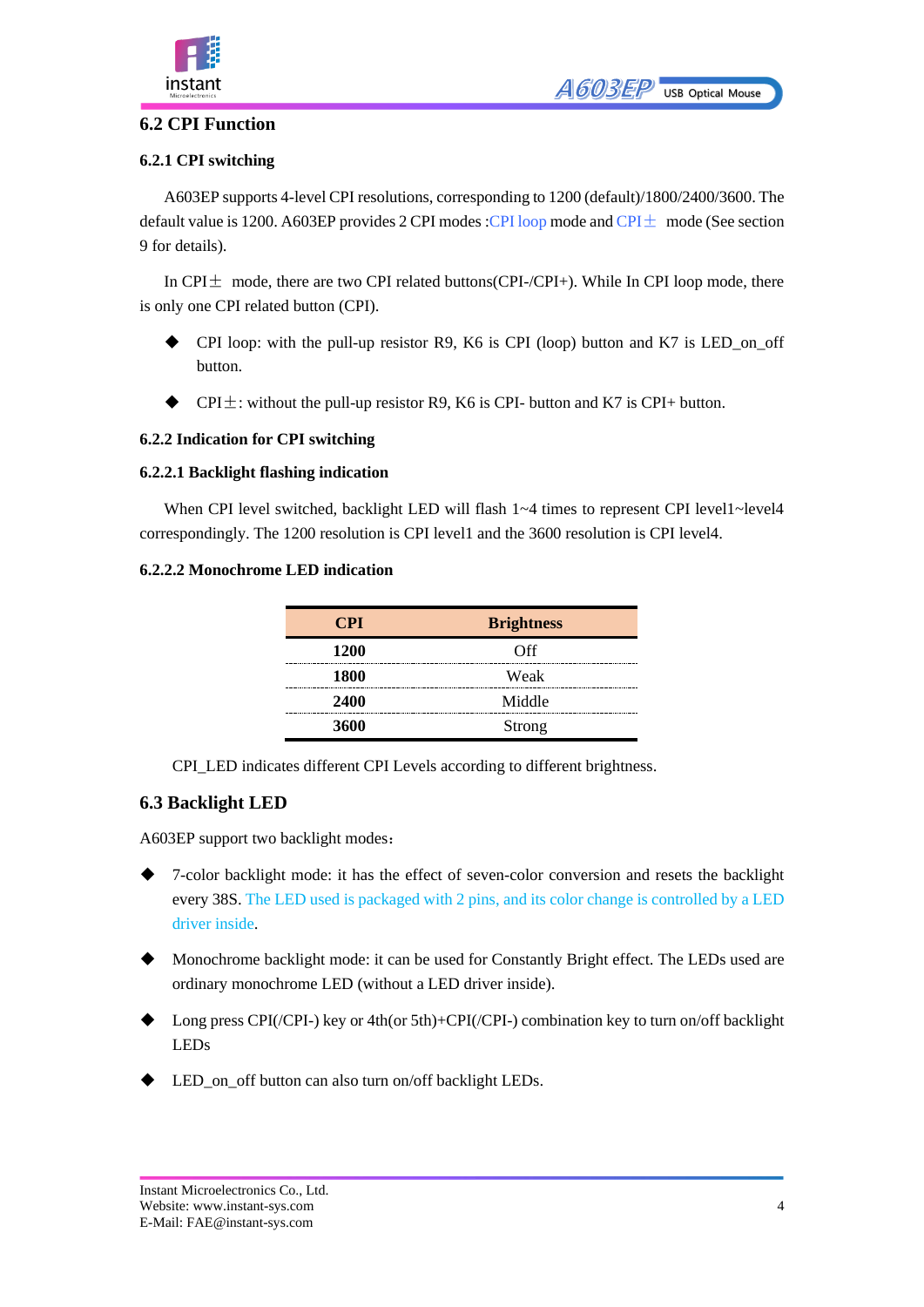## 6.2 CPI Function

### 6.2.1 CPI switching

A603EP supports 4-level CPI resolutions, corresponding to 1200 (default)/1800/2400/3600. The default value is 1200. A603EP provides 2 CPI modes :CPI loop mode and CPI± mode (See section 9 for details).

In CPI± mode, there are two CPI related buttons(CPI-/CPI+). While In CPI loop mode, there is only one CPI related button (CPI).

- CPI loop: with the pull-up resistor R9, K6 is CPI (loop) button and K7 is LED_on_off button.
- CPI±: without the pull-up resistor R9, K6 is CPI- button and K7 is CPI+ button.

### 6.2.2 Indication for CPI switching

#### 6.2.2.1 Backlight flashing indication

When CPI level switched, backlight LED will flash 1~4 times to represent CPI level1~level4 correspondingly. The 1200 resolution is CPI level1 and the 3600 resolution is CPI level4.

#### 6.2.2.2 Monochrome LED indication

| CPI | Brightness |
|---|---|
| **1200** | Off |
| **1800** | Weak |
| **2400** | Middle |
| **3600** | Strong |

CPI_LED indicates different CPI Levels according to different brightness.

## 6.3 Backlight LED

A603EP support two backlight modes：

- 7-color backlight mode: it has the effect of seven-color conversion and resets the backlight every 38S. The LED used is packaged with 2 pins, and its color change is controlled by a LED driver inside.
- Monochrome backlight mode: it can be used for Constantly Bright effect. The LEDs used are ordinary monochrome LED (without a LED driver inside).
- Long press CPI(/CPI-) key or 4th(or 5th)+CPI(/CPI-) combination key to turn on/off backlight LEDs
- LED_on_off button can also turn on/off backlight LEDs.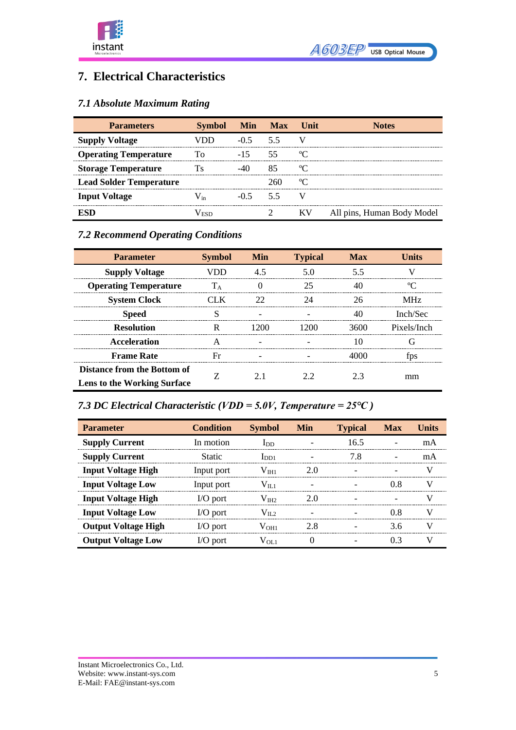# 7. Electrical Characteristics

### *7.1 Absolute Maximum Rating*

| Parameters | Symbol | Min | Max | Unit | Notes |
|---|---|---|---|---|---|
| **Supply Voltage** | VDD | -0.5 | 5.5 | V | |
| **Operating Temperature** | To | -15 | 55 | ℃ | |
| **Storage Temperature** | Ts | -40 | 85 | ℃ | |
| **Lead Solder Temperature** | | | 260 | ℃ | |
| **Input Voltage** | $V_{in}$ | -0.5 | 5.5 | V | |
| **ESD** | $V_{ESD}$ | | 2 | KV | All pins, Human Body Model |

### *7.2 Recommend Operating Conditions*

| Parameter | Symbol | Min | Typical | Max | Units |
|---|---|---|---|---|---|
| **Supply Voltage** | VDD | 4.5 | 5.0 | 5.5 | V |
| **Operating Temperature** | $T_A$ | 0 | 25 | 40 | ℃ |
| **System Clock** | CLK | 22 | 24 | 26 | MHz |
| **Speed** | S | - | - | 40 | Inch/Sec |
| **Resolution** | R | 1200 | 1200 | 3600 | Pixels/Inch |
| **Acceleration** | A | - | - | 10 | G |
| **Frame Rate** | Fr | - | - | 4000 | fps |
| **Distance from the Bottom of Lens to the Working Surface** | Z | 2.1 | 2.2 | 2.3 | mm |

### *7.3 DC Electrical Characteristic (VDD = 5.0V, Temperature = 25℃ )*

| Parameter | Condition | Symbol | Min | Typical | Max | Units |
|---|---|---|---|---|---|---|
| **Supply Current** | In motion | $I_{DD}$ | - | 16.5 | - | mA |
| **Supply Current** | Static | $I_{DD1}$ | - | 7.8 | - | mA |
| **Input Voltage High** | Input port | $V_{IH1}$ | 2.0 | - | - | V |
| **Input Voltage Low** | Input port | $V_{IL1}$ | - | - | 0.8 | V |
| **Input Voltage High** | I/O port | $V_{IH2}$ | 2.0 | - | - | V |
| **Input Voltage Low** | I/O port | $V_{IL2}$ | - | - | 0.8 | V |
| **Output Voltage High** | I/O port | $V_{OH1}$ | 2.8 | - | 3.6 | V |
| **Output Voltage Low** | I/O port | $V_{OL1}$ | 0 | - | 0.3 | V |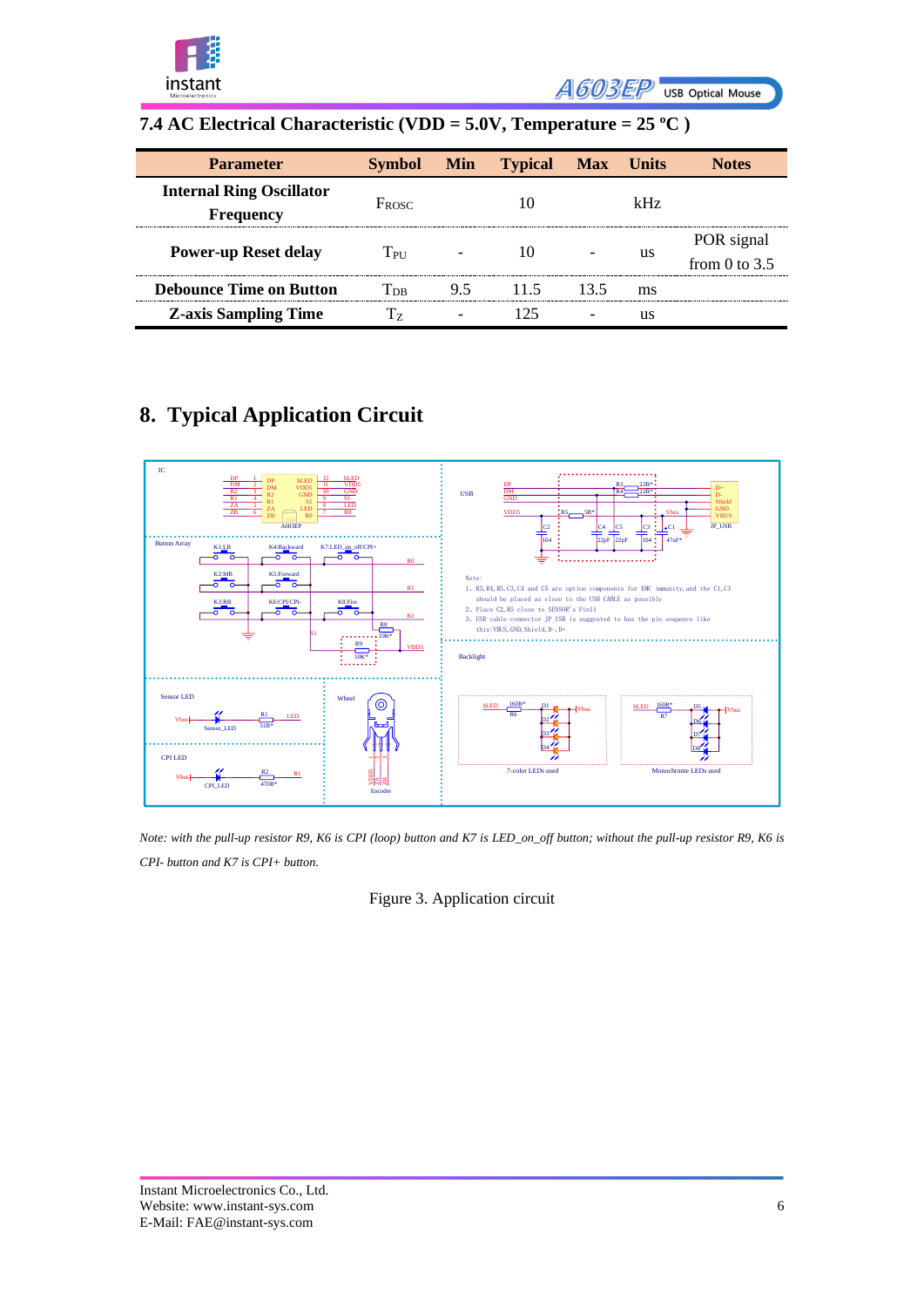## 7.4 AC Electrical Characteristic (VDD = 5.0V, Temperature = 25 ºC )

| Parameter | Symbol | Min | Typical | Max | Units | Notes |
|---|---|---|---|---|---|---|
| **Internal Ring Oscillator Frequency** | $F_{ROSC}$ | | 10 | | kHz | |
| **Power-up Reset delay** | $T_{PU}$ | - | 10 | - | us | POR signal from 0 to 3.5 |
| **Debounce Time on Button** | $T_{DB}$ | 9.5 | 11.5 | 13.5 | ms | |
| **Z-axis Sampling Time** | $T_Z$ | - | 125 | - | us | |

## 8. Typical Application Circuit

*Note: with the pull-up resistor R9, K6 is CPI (loop) button and K7 is LED_on_off button; without the pull-up resistor R9, K6 is CPI- button and K7 is CPI+ button.*

Figure 3. Application circuit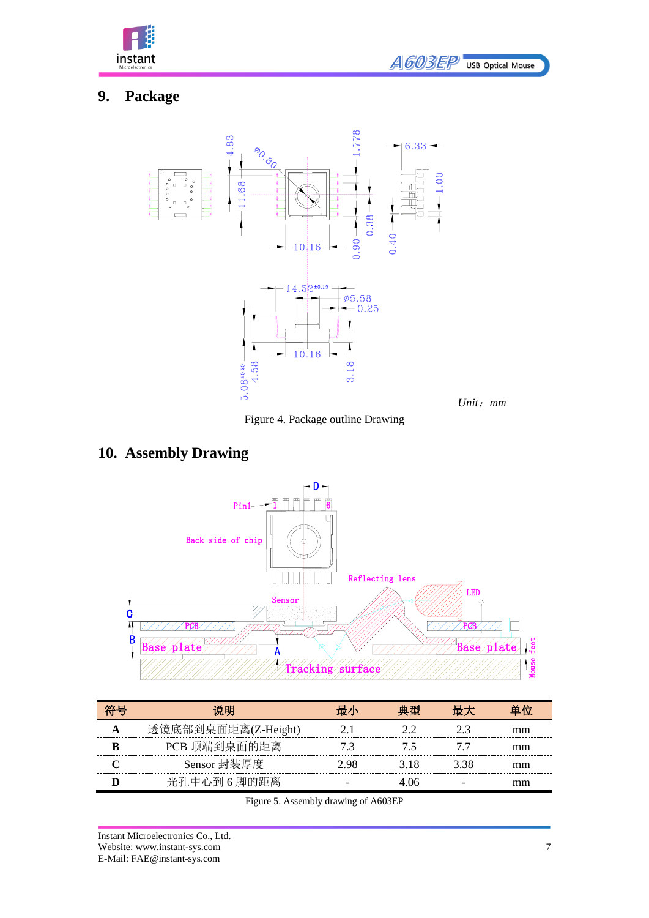## 9. Package

Unit：mm

Figure 4. Package outline Drawing

## 10. Assembly Drawing

| 符号 | 说明 | 最小 | 典型 | 最大 | 单位 |
|---|---|---|---|---|---|
| **A** | 透镜底部到桌面距离(Z-Height) | 2.1 | 2.2 | 2.3 | mm |
| **B** | PCB 顶端到桌面的距离 | 7.3 | 7.5 | 7.7 | mm |
| **C** | Sensor 封装厚度 | 2.98 | 3.18 | 3.38 | mm |
| **D** | 光孔中心到 6 脚的距离 | - | 4.06 | - | mm |

Figure 5. Assembly drawing of A603EP

Instant Microelectronics Co., Ltd.
Website: www.instant-sys.com
E-Mail: FAE@instant-sys.com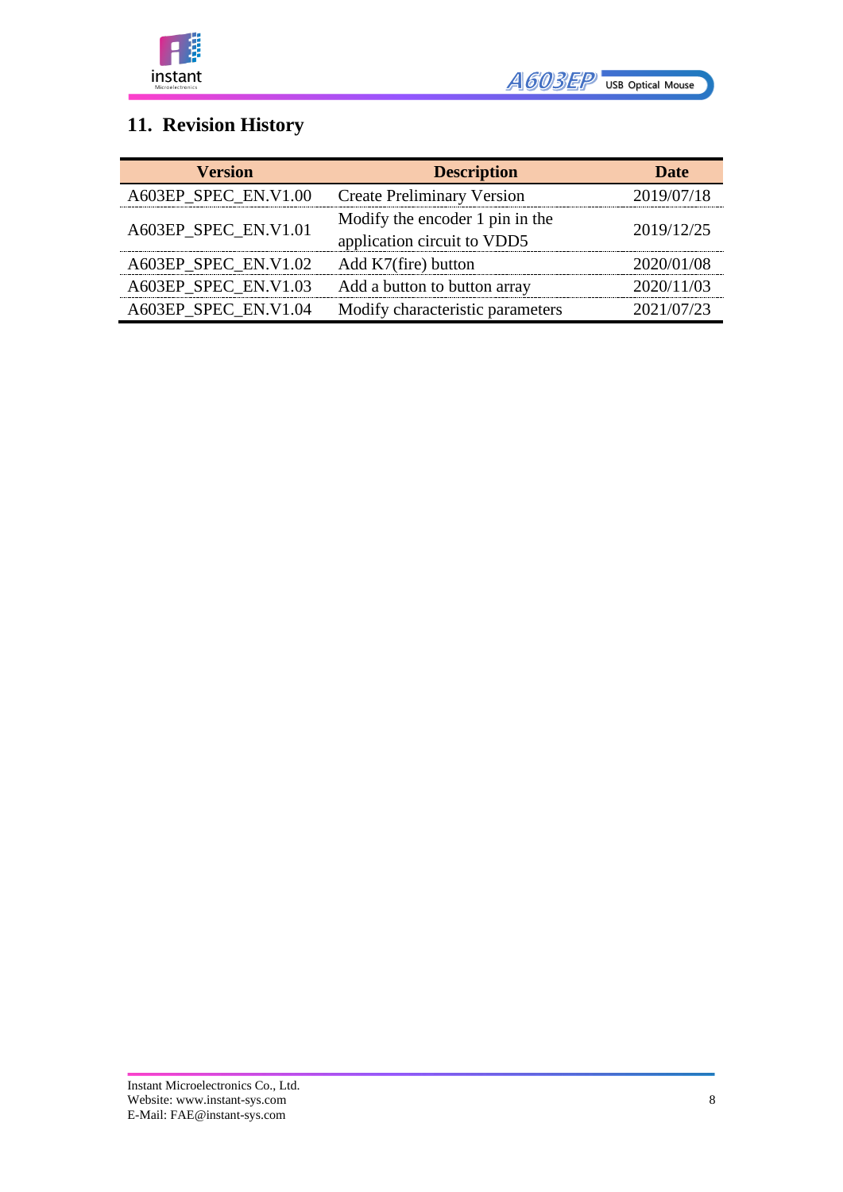## 11. Revision History

| Version | Description | Date |
|---|---|---|
| A603EP_SPEC_EN.V1.00 | Create Preliminary Version | 2019/07/18 |
| A603EP_SPEC_EN.V1.01 | Modify the encoder 1 pin in the application circuit to VDD5 | 2019/12/25 |
| A603EP_SPEC_EN.V1.02 | Add K7(fire) button | 2020/01/08 |
| A603EP_SPEC_EN.V1.03 | Add a button to button array | 2020/11/03 |
| A603EP_SPEC_EN.V1.04 | Modify characteristic parameters | 2021/07/23 |